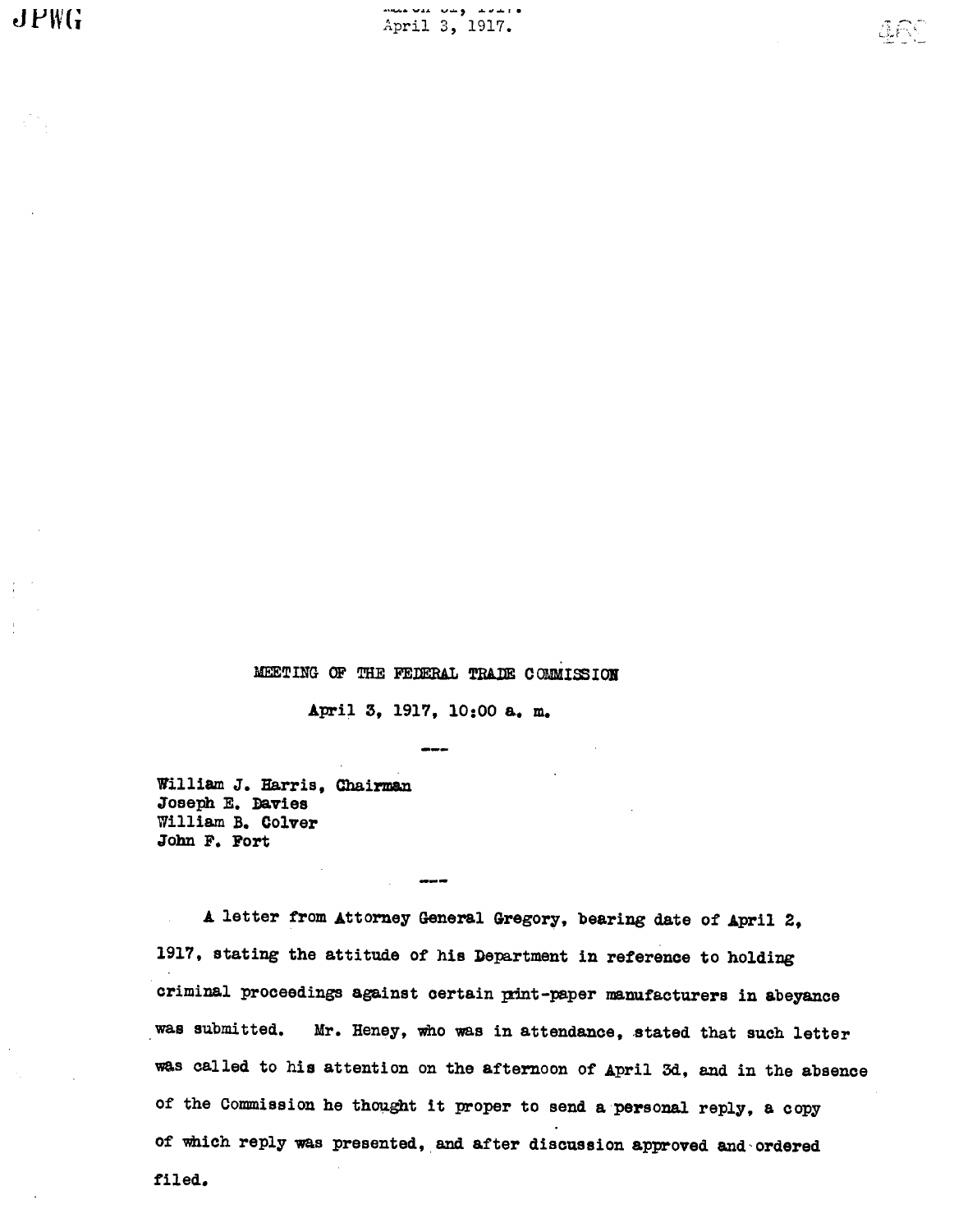# MEETING OF THE FEDERAL TRADE COMMISSION

April 3, 1917, 10:00 a. m.

---

William J. Harris, Chairman
Joseph E. Davies
William B. Colver
John F. Fort

---

A letter from Attorney General Gregory, bearing date of April 2, 1917, stating the attitude of his Department in reference to holding criminal proceedings against certain print-paper manufacturers in abeyance was submitted. Mr. Heney, who was in attendance, stated that such letter was called to his attention on the afternoon of April 3d, and in the absence of the Commission he thought it proper to send a personal reply, a copy of which reply was presented, and after discussion approved and ordered filed.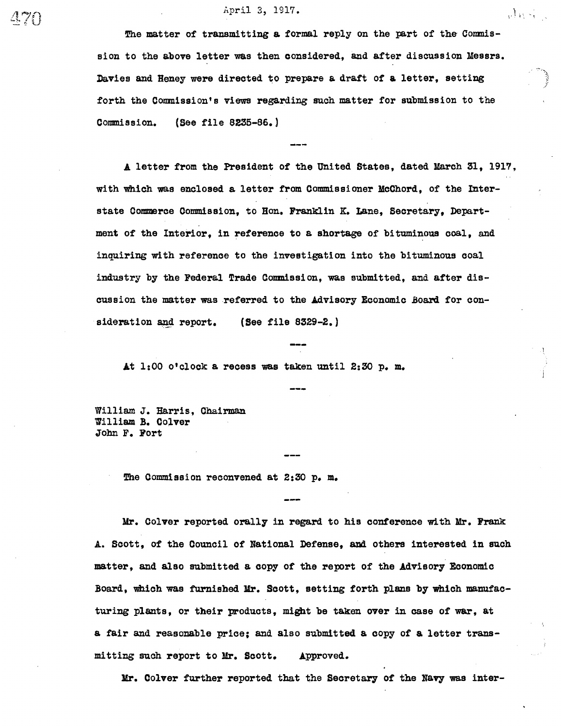April 3, 1917.

The matter of transmitting a formal reply on the part of the Commission to the above letter was then considered, and after discussion Messrs. Davies and Heney were directed to prepare a draft of a letter, setting forth the Commission's views regarding such matter for submission to the Commission. (See file 8235-86.)

---

A letter from the President of the United States, dated March 31, 1917, with which was enclosed a letter from Commissioner McChord, of the Interstate Commerce Commission, to Hon. Franklin K. Lane, Secretary, Department of the Interior, in reference to a shortage of bituminous coal, and inquiring with reference to the investigation into the bituminous coal industry by the Federal Trade Commission, was submitted, and after discussion the matter was referred to the Advisory Economic Board for consideration and report. (See file 8329-2.)

---

At 1:00 o'clock a recess was taken until 2:30 p. m.

---

William J. Harris, Chairman
William B. Colver
John F. Fort

---

The Commission reconvened at 2:30 p. m.

---

Mr. Colver reported orally in regard to his conference with Mr. Frank A. Scott, of the Council of National Defense, and others interested in such matter, and also submitted a copy of the report of the Advisory Economic Board, which was furnished Mr. Scott, setting forth plans by which manufacturing plants, or their products, might be taken over in case of war, at a fair and reasonable price; and also submitted a copy of a letter transmitting such report to Mr. Scott. Approved.

Mr. Colver further reported that the Secretary of the Navy was inter-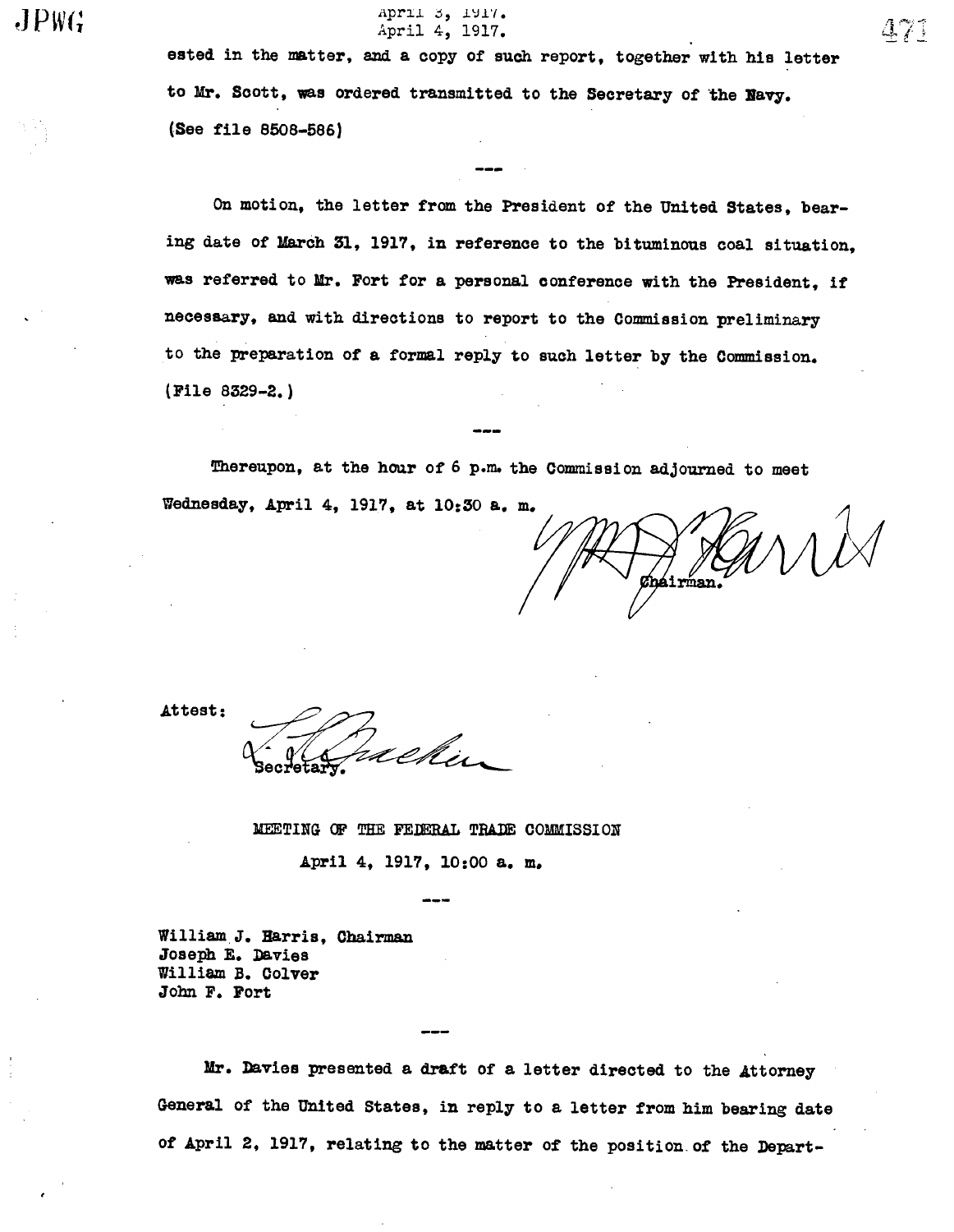ested in the matter, and a copy of such report, together with his letter to Mr. Scott, was ordered transmitted to the Secretary of the Navy. (See file 8508-586)

---

On motion, the letter from the President of the United States, bearing date of March 31, 1917, in reference to the bituminous coal situation, was referred to Mr. Fort for a personal conference with the President, if necessary, and with directions to report to the Commission preliminary to the preparation of a formal reply to such letter by the Commission. (File 8329-2.)

---

Thereupon, at the hour of 6 p.m. the Commission adjourned to meet Wednesday, April 4, 1917, at 10:30 a. m.

Chairman.

Attest:

Secretary.

## MEETING OF THE FEDERAL TRADE COMMISSION

April 4, 1917, 10:00 a. m.

---

William J. Harris, Chairman
Joseph E. Davies
William B. Colver
John F. Fort

---

Mr. Davies presented a draft of a letter directed to the Attorney General of the United States, in reply to a letter from him bearing date of April 2, 1917, relating to the matter of the position of the Depart-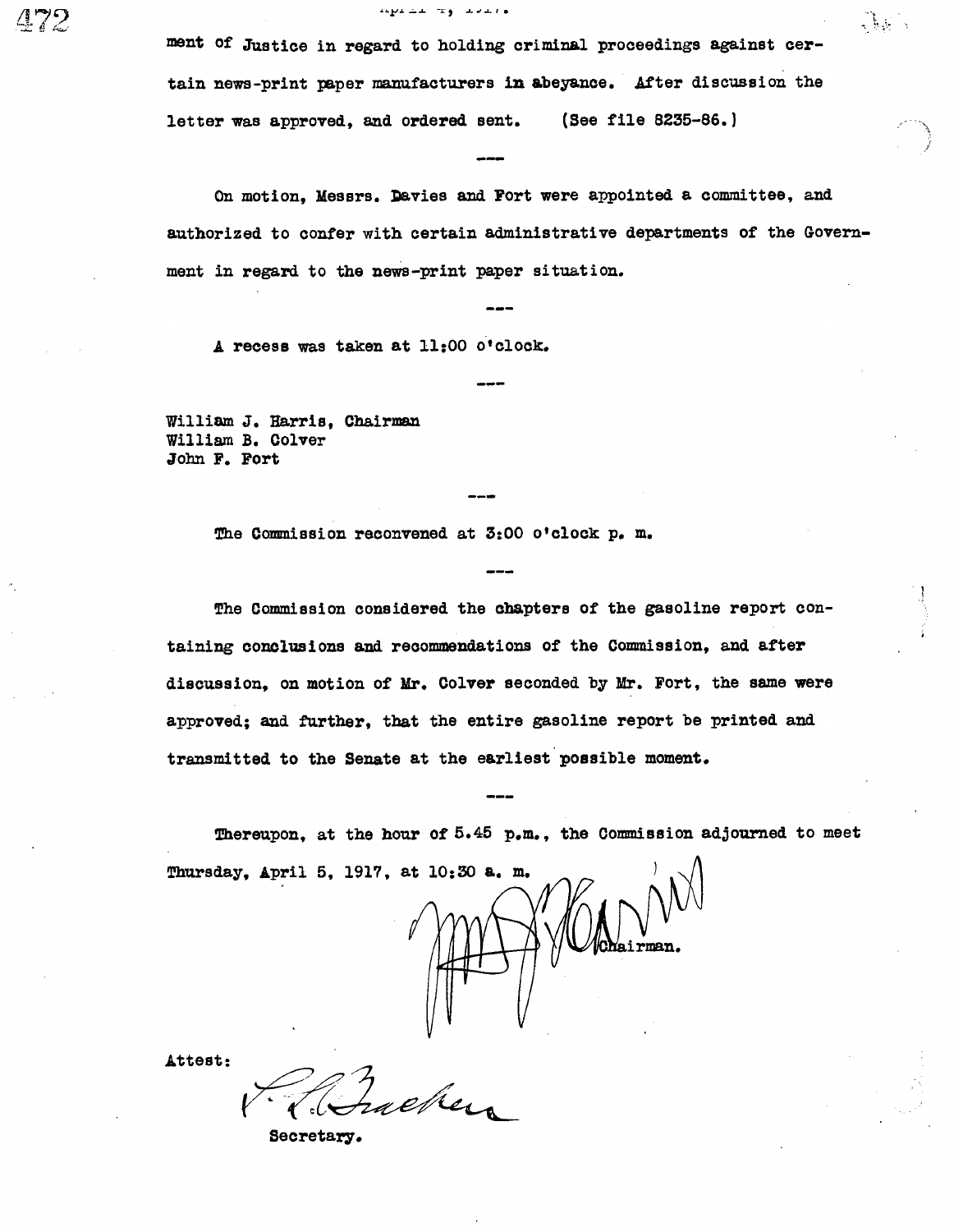ment of Justice in regard to holding criminal proceedings against certain news-print paper manufacturers in abeyance. After discussion the letter was approved, and ordered sent. (See file 8235-86.)

---

On motion, Messrs. Davies and Fort were appointed a committee, and authorized to confer with certain administrative departments of the Government in regard to the news-print paper situation.

---

A recess was taken at 11:00 o'clock.

---

William J. Harris, Chairman
William B. Colver
John F. Fort

---

The Commission reconvened at 3:00 o'clock p. m.

---

The Commission considered the chapters of the gasoline report containing conclusions and recommendations of the Commission, and after discussion, on motion of Mr. Colver seconded by Mr. Fort, the same were approved; and further, that the entire gasoline report be printed and transmitted to the Senate at the earliest possible moment.

---

Thereupon, at the hour of 5.45 p.m., the Commission adjourned to meet Thursday, April 5, 1917, at 10:30 a. m.

Chairman.

Attest:

Secretary.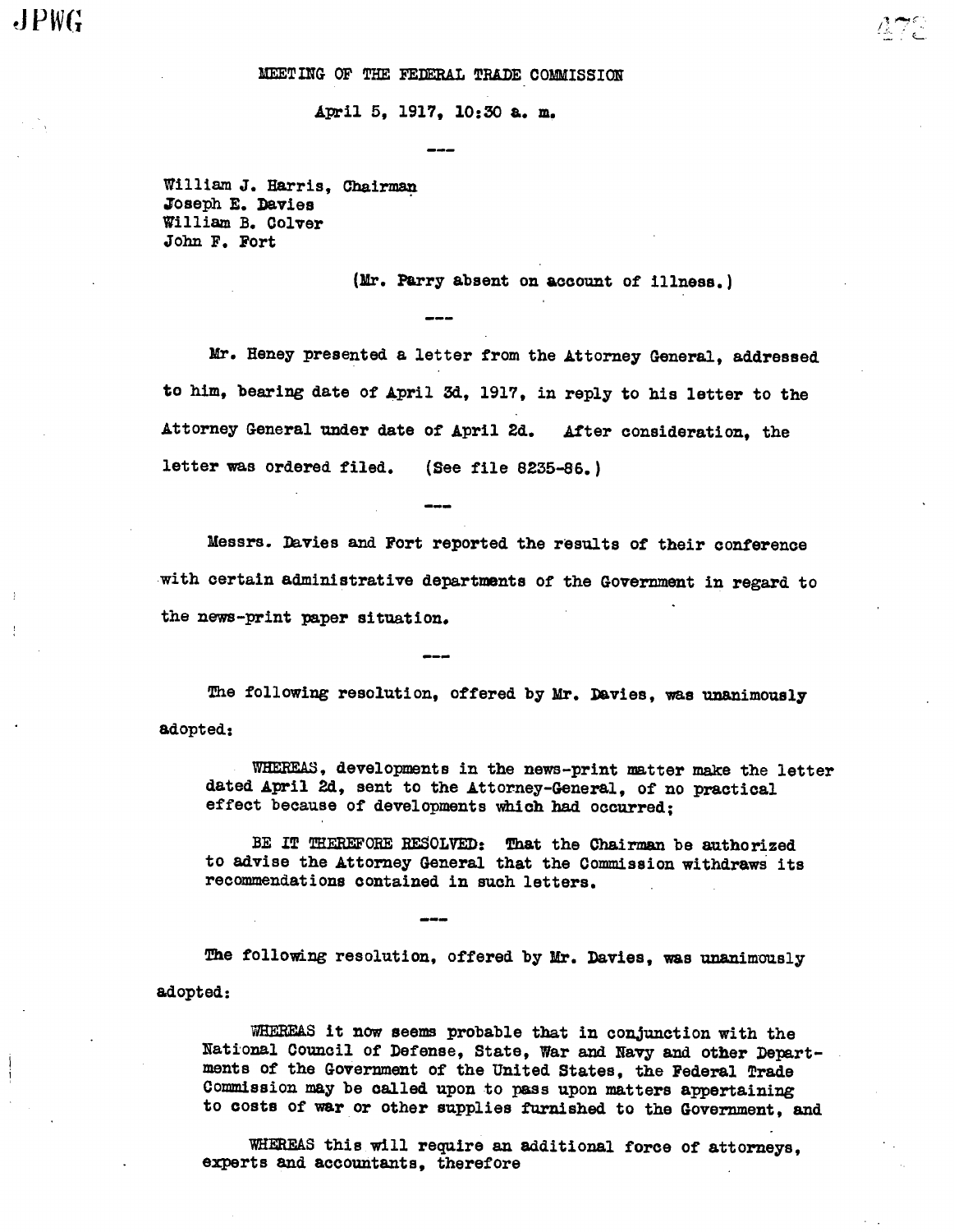MEETING OF THE FEDERAL TRADE COMMISSION

April 5, 1917, 10:30 a. m.

---

William J. Harris, Chairman
Joseph E. Davies
William B. Colver
John F. Fort

(Mr. Parry absent on account of illness.)

---

Mr. Heney presented a letter from the Attorney General, addressed to him, bearing date of April 3d, 1917, in reply to his letter to the Attorney General under date of April 2d. After consideration, the letter was ordered filed. (See file 8235-86.)

---

Messrs. Davies and Fort reported the results of their conference with certain administrative departments of the Government in regard to the news-print paper situation.

---

The following resolution, offered by Mr. Davies, was unanimously adopted:

> WHEREAS, developments in the news-print matter make the letter dated April 2d, sent to the Attorney-General, of no practical effect because of developments which had occurred;
>
> BE IT THEREFORE RESOLVED: That the Chairman be authorized to advise the Attorney General that the Commission withdraws its recommendations contained in such letters.

---

The following resolution, offered by Mr. Davies, was unanimously adopted:

> WHEREAS it now seems probable that in conjunction with the National Council of Defense, State, War and Navy and other Departments of the Government of the United States, the Federal Trade Commission may be called upon to pass upon matters appertaining to costs of war or other supplies furnished to the Government, and
>
> WHEREAS this will require an additional force of attorneys, experts and accountants, therefore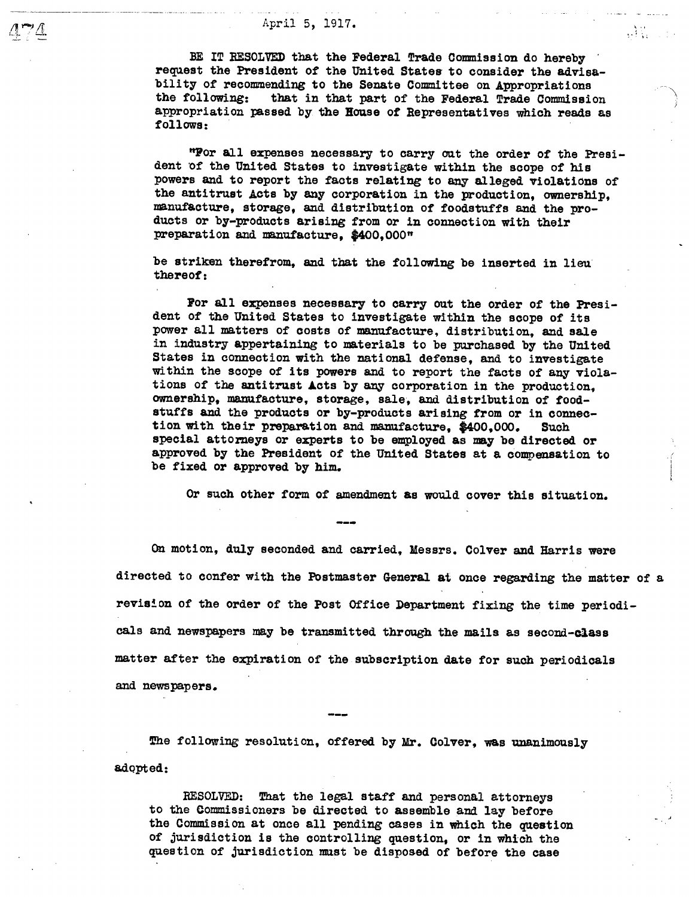April 5, 1917.

BE IT RESOLVED that the Federal Trade Commission do hereby request the President of the United States to consider the advisability of recommending to the Senate Committee on Appropriations the following: that in that part of the Federal Trade Commission appropriation passed by the House of Representatives which reads as follows:

"For all expenses necessary to carry out the order of the President of the United States to investigate within the scope of his powers and to report the facts relating to any alleged violations of the antitrust Acts by any corporation in the production, ownership, manufacture, storage, and distribution of foodstuffs and the products or by-products arising from or in connection with their preparation and manufacture, $400,000"

be striken therefrom, and that the following be inserted in lieu thereof:

For all expenses necessary to carry out the order of the President of the United States to investigate within the scope of its power all matters of costs of manufacture, distribution, and sale in industry appertaining to materials to be purchased by the United States in connection with the national defense, and to investigate within the scope of its powers and to report the facts of any violations of the antitrust Acts by any corporation in the production, ownership, manufacture, storage, sale, and distribution of foodstuffs and the products or by-products arising from or in connection with their preparation and manufacture, $400,000. Such special attorneys or experts to be employed as may be directed or approved by the President of the United States at a compensation to be fixed or approved by him.

Or such other form of amendment as would cover this situation.

---

On motion, duly seconded and carried, Messrs. Colver and Harris were directed to confer with the Postmaster General at once regarding the matter of a revision of the order of the Post Office Department fixing the time periodicals and newspapers may be transmitted through the mails as second-class matter after the expiration of the subscription date for such periodicals and newspapers.

---

The following resolution, offered by Mr. Colver, was unanimously adopted:

RESOLVED: That the legal staff and personal attorneys to the Commissioners be directed to assemble and lay before the Commission at once all pending cases in which the question of jurisdiction is the controlling question, or in which the question of jurisdiction must be disposed of before the case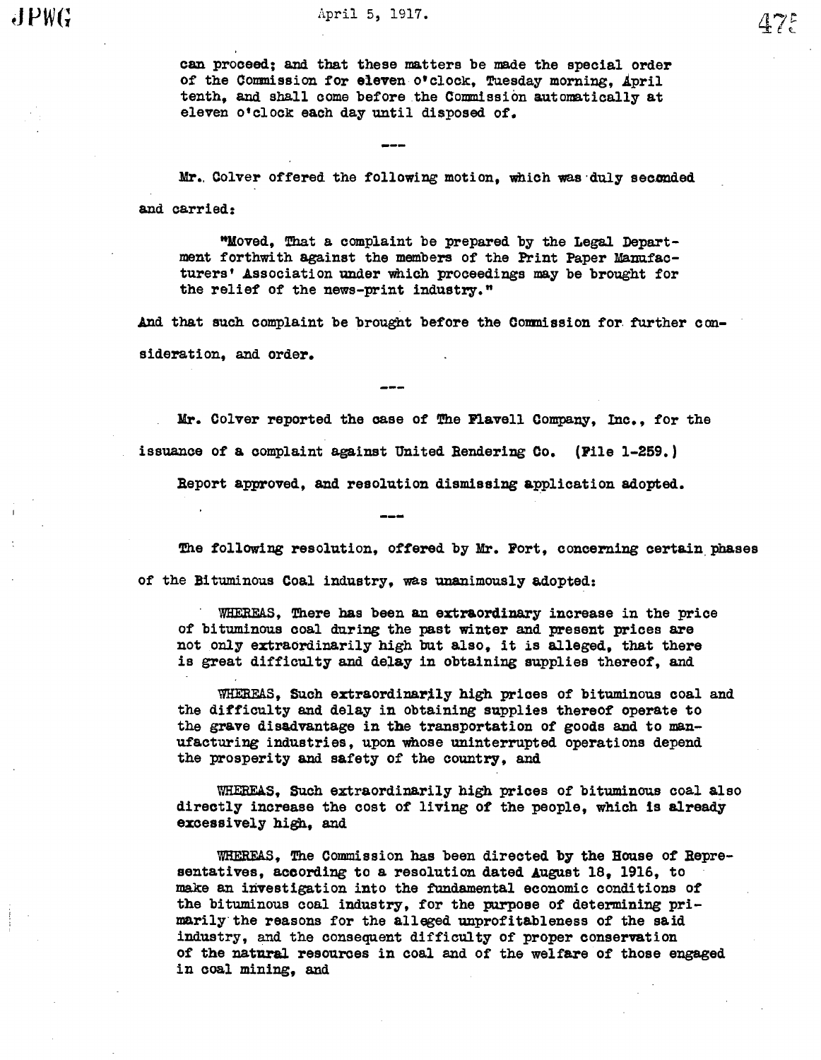can proceed; and that these matters be made the special order of the Commission for eleven o'clock, Tuesday morning, April tenth, and shall come before the Commission automatically at eleven o'clock each day until disposed of.

---

Mr. Colver offered the following motion, which was duly seconded and carried:

> "Moved, That a complaint be prepared by the Legal Department forthwith against the members of the Print Paper Manufacturers' Association under which proceedings may be brought for the relief of the news-print industry."

And that such complaint be brought before the Commission for further consideration, and order.

---

Mr. Colver reported the case of The Flavell Company, Inc., for the issuance of a complaint against United Rendering Co. (File 1-259.)

Report approved, and resolution dismissing application adopted.

---

The following resolution, offered by Mr. Fort, concerning certain phases of the Bituminous Coal industry, was unanimously adopted:

> WHEREAS, There has been an extraordinary increase in the price of bituminous coal during the past winter and present prices are not only extraordinarily high but also, it is alleged, that there is great difficulty and delay in obtaining supplies thereof, and
>
> WHEREAS, Such extraordinarily high prices of bituminous coal and the difficulty and delay in obtaining supplies thereof operate to the grave disadvantage in the transportation of goods and to manufacturing industries, upon whose uninterrupted operations depend the prosperity and safety of the country, and
>
> WHEREAS, Such extraordinarily high prices of bituminous coal also directly increase the cost of living of the people, which is already excessively high, and
>
> WHEREAS, The Commission has been directed by the House of Representatives, according to a resolution dated August 18, 1916, to make an investigation into the fundamental economic conditions of the bituminous coal industry, for the purpose of determining primarily the reasons for the alleged unprofitableness of the said industry, and the consequent difficulty of proper conservation of the natural resources in coal and of the welfare of those engaged in coal mining, and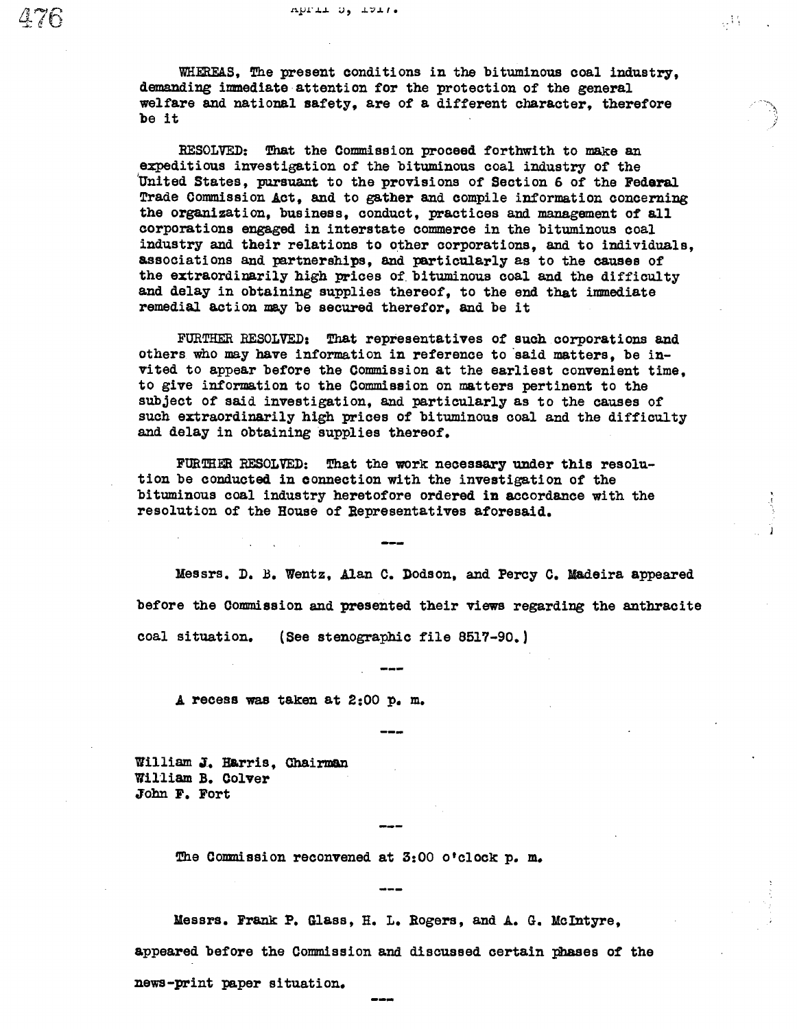WHEREAS, The present conditions in the bituminous coal industry, demanding immediate attention for the protection of the general welfare and national safety, are of a different character, therefore be it

RESOLVED: That the Commission proceed forthwith to make an expeditious investigation of the bituminous coal industry of the United States, pursuant to the provisions of Section 6 of the Federal Trade Commission Act, and to gather and compile information concerning the organization, business, conduct, practices and management of all corporations engaged in interstate commerce in the bituminous coal industry and their relations to other corporations, and to individuals, associations and partnerships, and particularly as to the causes of the extraordinarily high prices of bituminous coal and the difficulty and delay in obtaining supplies thereof, to the end that immediate remedial action may be secured therefor, and be it

FURTHER RESOLVED: That representatives of such corporations and others who may have information in reference to said matters, be invited to appear before the Commission at the earliest convenient time, to give information to the Commission on matters pertinent to the subject of said investigation, and particularly as to the causes of such extraordinarily high prices of bituminous coal and the difficulty and delay in obtaining supplies thereof.

FURTHER RESOLVED: That the work necessary under this resolution be conducted in connection with the investigation of the bituminous coal industry heretofore ordered in accordance with the resolution of the House of Representatives aforesaid.

---

Messrs. D. B. Wentz, Alan C. Dodson, and Percy C. Madeira appeared before the Commission and presented their views regarding the anthracite coal situation. (See stenographic file 8517-90.)

---

A recess was taken at 2:00 p. m.

---

William J. Harris, Chairman
William B. Colver
John F. Fort

---

The Commission reconvened at 3:00 o'clock p. m.

---

Messrs. Frank P. Glass, H. L. Rogers, and A. G. McIntyre, appeared before the Commission and discussed certain phases of the news-print paper situation.

---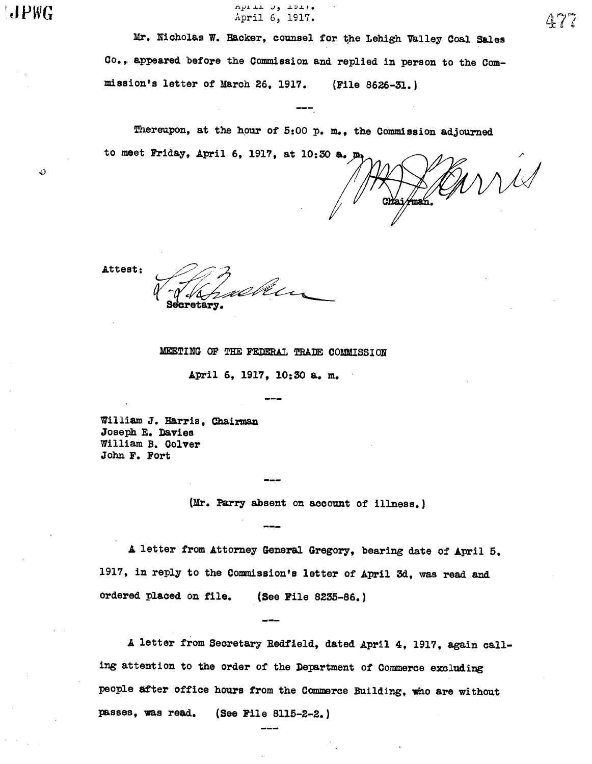April 6, 1917.

Mr. Nicholas W. Hacker, counsel for the Lehigh Valley Coal Sales Co., appeared before the Commission and replied in person to the Commission's letter of March 26, 1917. (File 8626-31.)

---

Thereupon, at the hour of 5:00 p. m., the Commission adjourned to meet Friday, April 6, 1917, at 10:30 a. m.

Chairman.

Attest:

Secretary.

MEETING OF THE FEDERAL TRADE COMMISSION

April 6, 1917, 10:30 a. m.

---

William J. Harris, Chairman
Joseph E. Davies
William B. Colver
John F. Fort

---

(Mr. Parry absent on account of illness.)

---

A letter from Attorney General Gregory, bearing date of April 5, 1917, in reply to the Commission's letter of April 3d, was read and ordered placed on file. (See File 8235-86.)

---

A letter from Secretary Redfield, dated April 4, 1917, again calling attention to the order of the Department of Commerce excluding people after office hours from the Commerce Building, who are without passes, was read. (See File 8115-2-2.)

---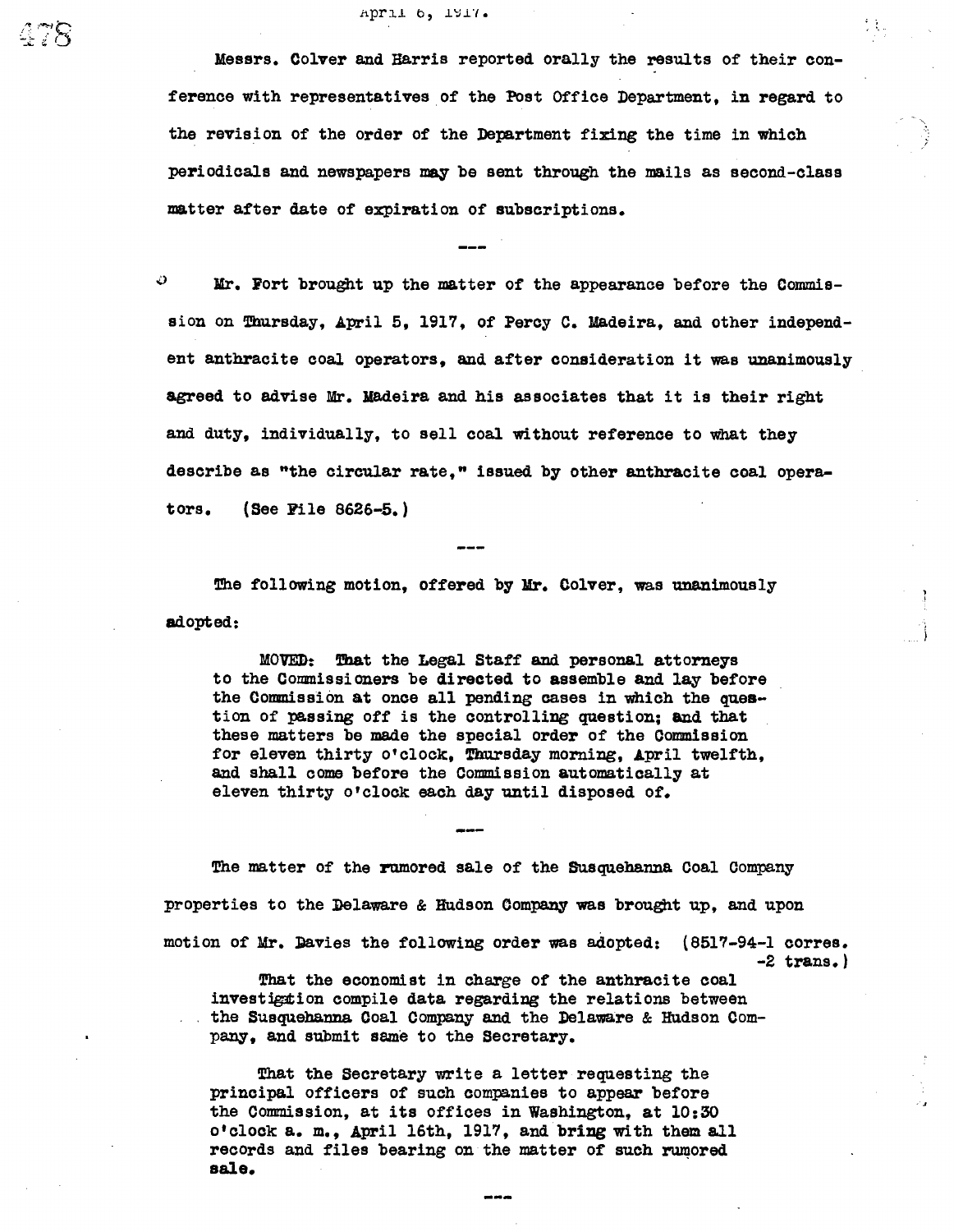April 6, 1917.

Messrs. Colver and Harris reported orally the results of their conference with representatives of the Post Office Department, in regard to the revision of the order of the Department fixing the time in which periodicals and newspapers may be sent through the mails as second-class matter after date of expiration of subscriptions.

---

Mr. Fort brought up the matter of the appearance before the Commission on Thursday, April 5, 1917, of Percy C. Madeira, and other independent anthracite coal operators, and after consideration it was unanimously agreed to advise Mr. Madeira and his associates that it is their right and duty, individually, to sell coal without reference to what they describe as "the circular rate," issued by other anthracite coal operators. (See File 8626-5.)

---

The following motion, offered by Mr. Colver, was unanimously adopted:

> MOVED: That the Legal Staff and personal attorneys to the Commissioners be directed to assemble and lay before the Commission at once all pending cases in which the question of passing off is the controlling question; and that these matters be made the special order of the Commission for eleven thirty o'clock, Thursday morning, April twelfth, and shall come before the Commission automatically at eleven thirty o'clock each day until disposed of.

---

The matter of the rumored sale of the Susquehanna Coal Company properties to the Delaware & Hudson Company was brought up, and upon motion of Mr. Davies the following order was adopted: (8517-94-1 corres. -2 trans.)

> That the economist in charge of the anthracite coal investigation compile data regarding the relations between the Susquehanna Coal Company and the Delaware & Hudson Company, and submit same to the Secretary.
>
> That the Secretary write a letter requesting the principal officers of such companies to appear before the Commission, at its offices in Washington, at 10:30 o'clock a. m., April 16th, 1917, and bring with them all records and files bearing on the matter of such rumored sale.

---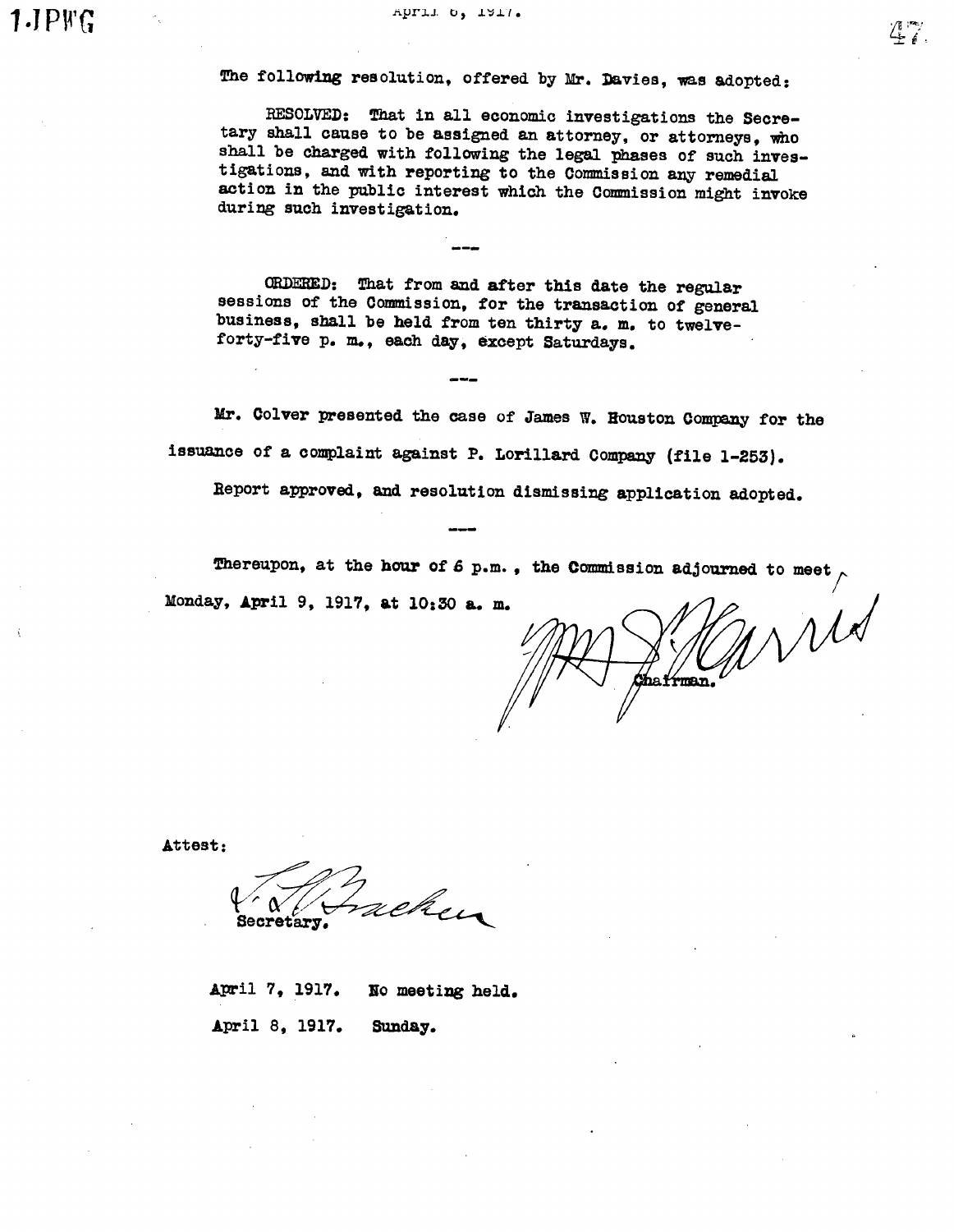The following resolution, offered by Mr. Davies, was adopted:

RESOLVED: That in all economic investigations the Secretary shall cause to be assigned an attorney, or attorneys, who shall be charged with following the legal phases of such investigations, and with reporting to the Commission any remedial action in the public interest which the Commission might invoke during such investigation.

---

ORDERED: That from and after this date the regular sessions of the Commission, for the transaction of general business, shall be held from ten thirty a. m. to twelve-forty-five p. m., each day, except Saturdays.

---

Mr. Colver presented the case of James W. Houston Company for the issuance of a complaint against P. Lorillard Company (file 1-253).

Report approved, and resolution dismissing application adopted.

---

Thereupon, at the hour of 6 p.m., the Commission adjourned to meet Monday, April 9, 1917, at 10:30 a. m.

Wm J Harris
Chairman.

Attest:

L. L. Bracken
Secretary.

April 7, 1917. No meeting held.

April 8, 1917. Sunday.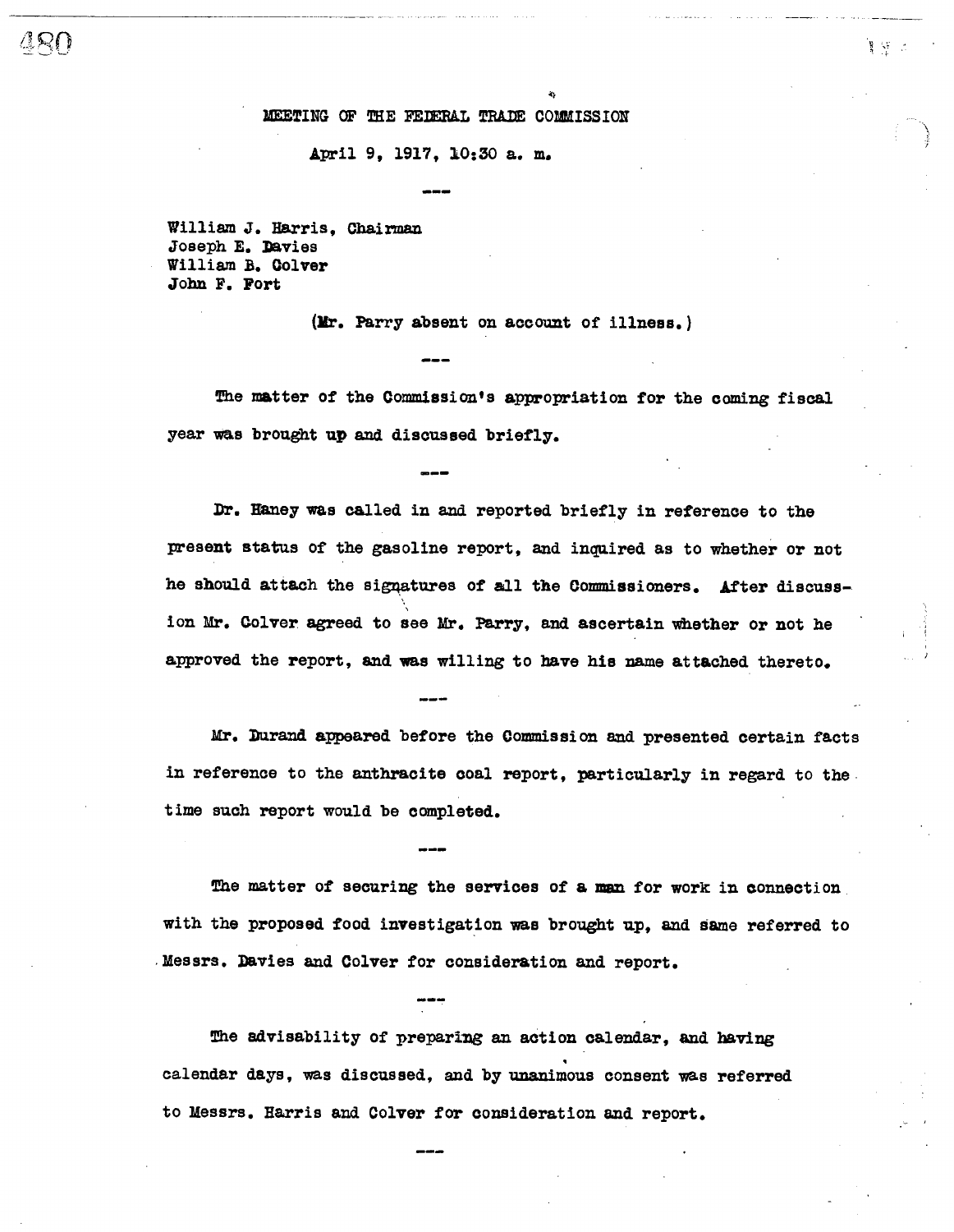MEETING OF THE FEDERAL TRADE COMMISSION

April 9, 1917, 10:30 a. m.

---

William J. Harris, Chairman
Joseph E. Davies
William B. Colver
John F. Fort

(Mr. Parry absent on account of illness.)

---

The matter of the Commission's appropriation for the coming fiscal year was brought up and discussed briefly.

---

Dr. Haney was called in and reported briefly in reference to the present status of the gasoline report, and inquired as to whether or not he should attach the signatures of all the Commissioners. After discussion Mr. Colver agreed to see Mr. Parry, and ascertain whether or not he approved the report, and was willing to have his name attached thereto.

---

Mr. Durand appeared before the Commission and presented certain facts in reference to the anthracite coal report, particularly in regard to the time such report would be completed.

---

The matter of securing the services of a man for work in connection with the proposed food investigation was brought up, and same referred to Messrs. Davies and Colver for consideration and report.

---

The advisability of preparing an action calendar, and having calendar days, was discussed, and by unanimous consent was referred to Messrs. Harris and Colver for consideration and report.

---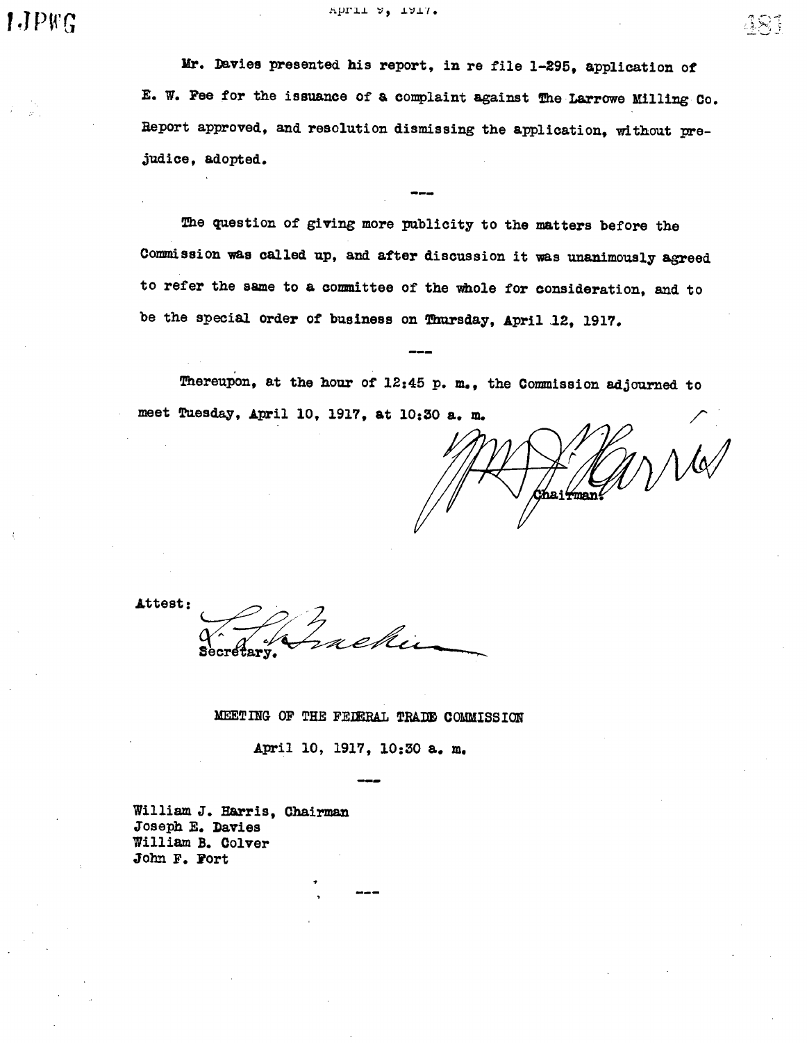Mr. Davies presented his report, in re file 1-295, application of E. W. Fee for the issuance of a complaint against The Larrowe Milling Co. Report approved, and resolution dismissing the application, without prejudice, adopted.

---

The question of giving more publicity to the matters before the Commission was called up, and after discussion it was unanimously agreed to refer the same to a committee of the whole for consideration, and to be the special order of business on Thursday, April 12, 1917.

---

Thereupon, at the hour of 12:45 p. m., the Commission adjourned to meet Tuesday, April 10, 1917, at 10:30 a. m.

Wm. J. Harris
Chairman.

Attest:
L. L. Bracken
Secretary.

MEETING OF THE FEDERAL TRADE COMMISSION

April 10, 1917, 10:30 a. m.

---

William J. Harris, Chairman
Joseph E. Davies
William B. Colver
John F. Fort

---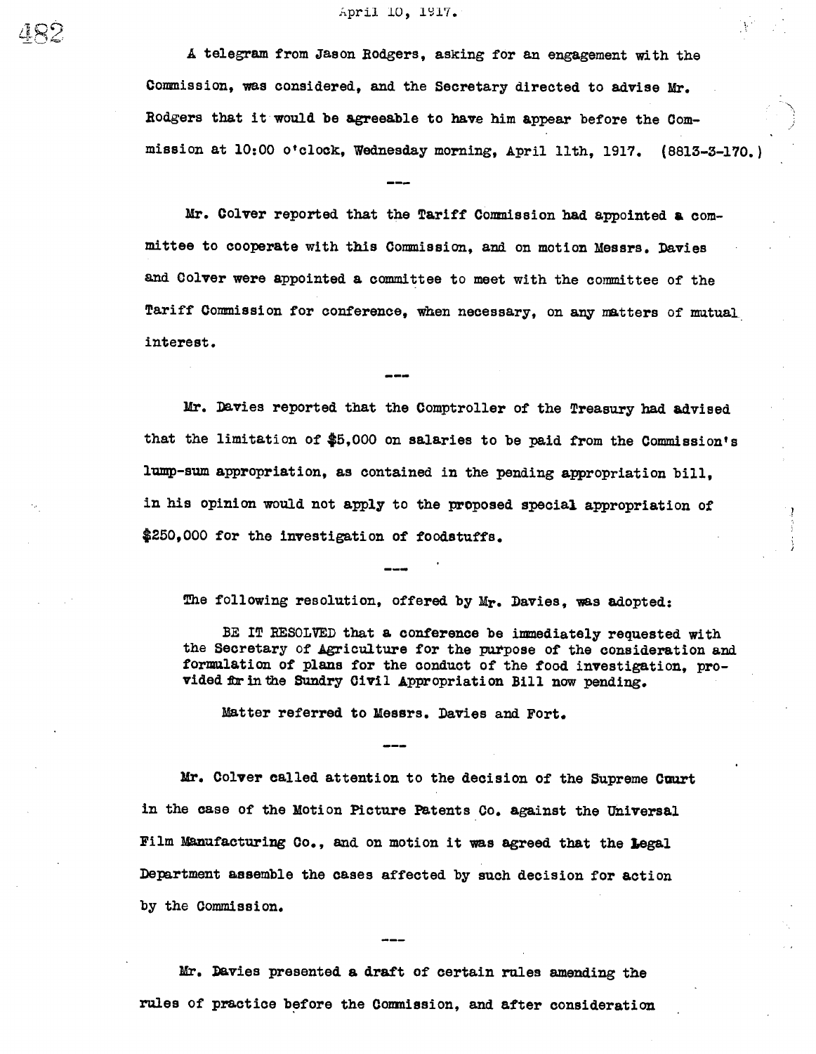April 10, 1917.

A telegram from Jason Rodgers, asking for an engagement with the Commission, was considered, and the Secretary directed to advise Mr. Rodgers that it would be agreeable to have him appear before the Commission at 10:00 o'clock, Wednesday morning, April 11th, 1917. (8813-3-170.)

---

Mr. Colver reported that the Tariff Commission had appointed a committee to cooperate with this Commission, and on motion Messrs. Davies and Colver were appointed a committee to meet with the committee of the Tariff Commission for conference, when necessary, on any matters of mutual interest.

---

Mr. Davies reported that the Comptroller of the Treasury had advised that the limitation of $5,000 on salaries to be paid from the Commission's lump-sum appropriation, as contained in the pending appropriation bill, in his opinion would not apply to the proposed special appropriation of $250,000 for the investigation of foodstuffs.

---

The following resolution, offered by Mr. Davies, was adopted:

BE IT RESOLVED that a conference be immediately requested with the Secretary of Agriculture for the purpose of the consideration and formulation of plans for the conduct of the food investigation, provided for in the Sundry Civil Appropriation Bill now pending.

Matter referred to Messrs. Davies and Fort.

---

Mr. Colver called attention to the decision of the Supreme Court in the case of the Motion Picture Patents Co. against the Universal Film Manufacturing Co., and on motion it was agreed that the Legal Department assemble the cases affected by such decision for action by the Commission.

---

Mr. Davies presented a draft of certain rules amending the rules of practice before the Commission, and after consideration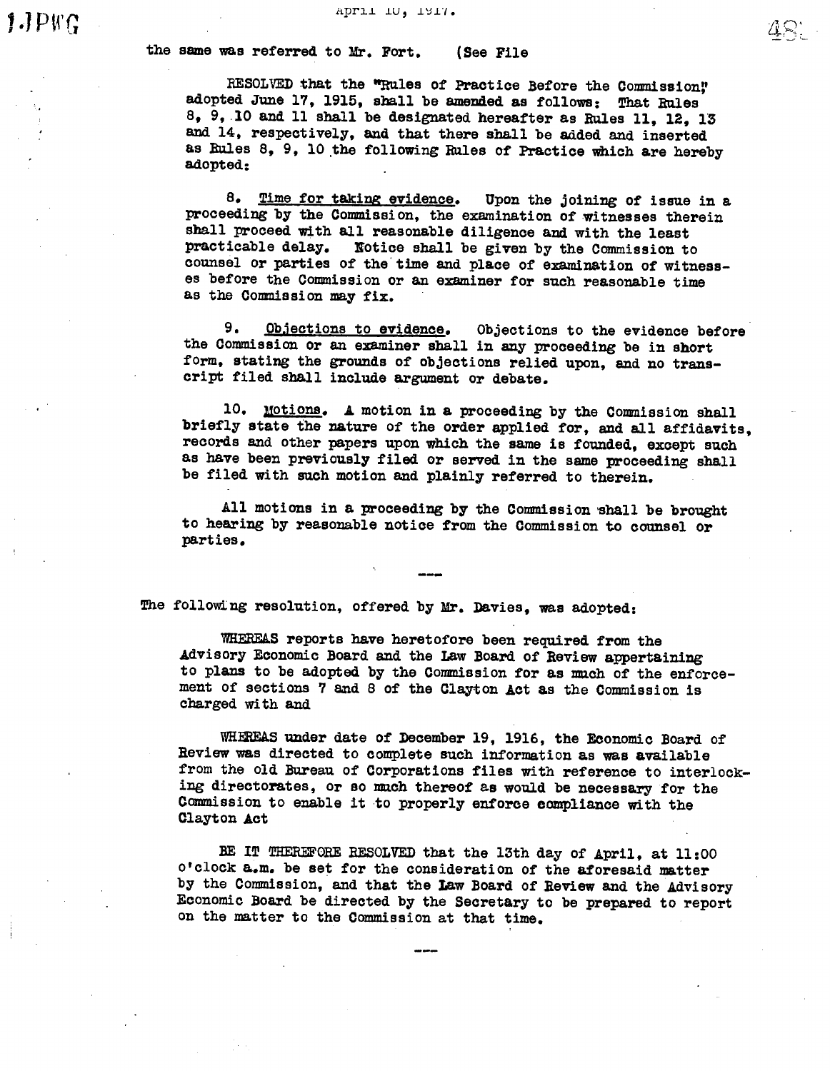the same was referred to Mr. Fort. (See File

RESOLVED that the "Rules of Practice Before the Commission," adopted June 17, 1915, shall be amended as follows: That Rules 8, 9, 10 and 11 shall be designated hereafter as Rules 11, 12, 13 and 14, respectively, and that there shall be added and inserted as Rules 8, 9, 10 the following Rules of Practice which are hereby adopted:

8. Time for taking evidence. Upon the joining of issue in a proceeding by the Commission, the examination of witnesses therein shall proceed with all reasonable diligence and with the least practicable delay. Notice shall be given by the Commission to counsel or parties of the time and place of examination of witnesses before the Commission or an examiner for such reasonable time as the Commission may fix.

9. Objections to evidence. Objections to the evidence before the Commission or an examiner shall in any proceeding be in short form, stating the grounds of objections relied upon, and no transcript filed shall include argument or debate.

10. Motions. A motion in a proceeding by the Commission shall briefly state the nature of the order applied for, and all affidavits, records and other papers upon which the same is founded, except such as have been previously filed or served in the same proceeding shall be filed with such motion and plainly referred to therein.

All motions in a proceeding by the Commission shall be brought to hearing by reasonable notice from the Commission to counsel or parties.

---

The following resolution, offered by Mr. Davies, was adopted:

WHEREAS reports have heretofore been required from the Advisory Economic Board and the Law Board of Review appertaining to plans to be adopted by the Commission for as much of the enforcement of sections 7 and 8 of the Clayton Act as the Commission is charged with and

WHEREAS under date of December 19, 1916, the Economic Board of Review was directed to complete such information as was available from the old Bureau of Corporations files with reference to interlocking directorates, or so much thereof as would be necessary for the Commission to enable it to properly enforce compliance with the Clayton Act

BE IT THEREFORE RESOLVED that the 13th day of April, at 11:00 o'clock a.m. be set for the consideration of the aforesaid matter by the Commission, and that the Law Board of Review and the Advisory Economic Board be directed by the Secretary to be prepared to report on the matter to the Commission at that time.

---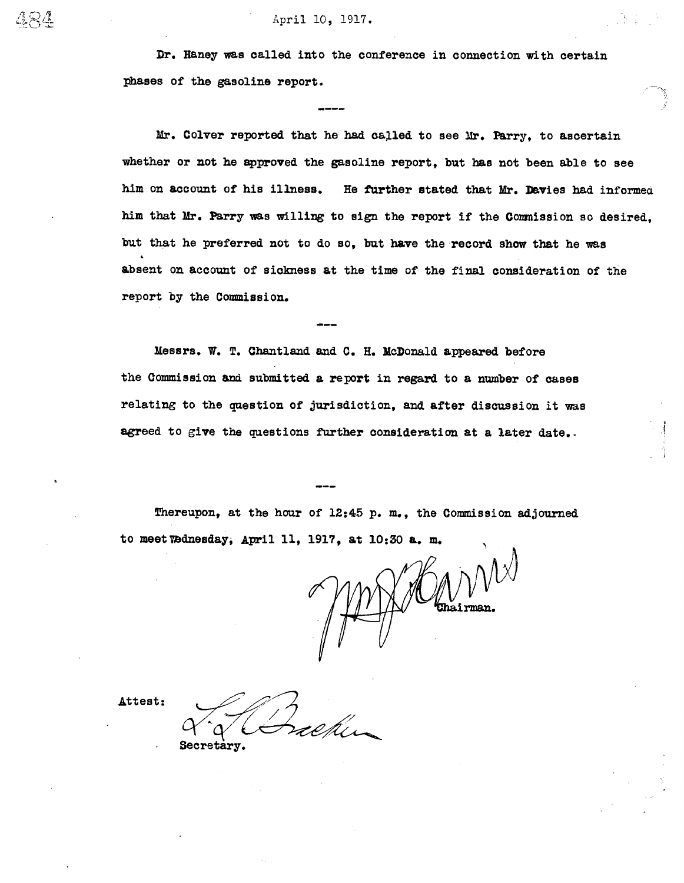April 10, 1917.

Dr. Haney was called into the conference in connection with certain phases of the gasoline report.

----

Mr. Colver reported that he had called to see Mr. Parry, to ascertain whether or not he approved the gasoline report, but has not been able to see him on account of his illness. He further stated that Mr. Davies had informed him that Mr. Parry was willing to sign the report if the Commission so desired, but that he preferred not to do so, but have the record show that he was absent on account of sickness at the time of the final consideration of the report by the Commission.

---

Messrs. W. T. Chantland and C. H. McDonald appeared before the Commission and submitted a report in regard to a number of cases relating to the question of jurisdiction, and after discussion it was agreed to give the questions further consideration at a later date.

---

Thereupon, at the hour of 12:45 p. m., the Commission adjourned to meet Wednesday, April 11, 1917, at 10:30 a. m.

Chairman.

Attest:

Secretary.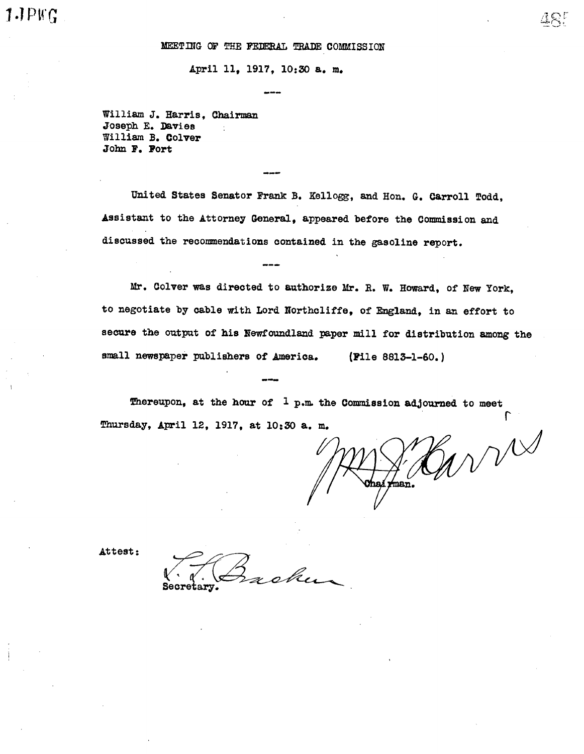MEETING OF THE FEDERAL TRADE COMMISSION

April 11, 1917, 10:30 a. m.

---

William J. Harris, Chairman
Joseph E. Davies
William B. Colver
John F. Fort

---

United States Senator Frank B. Kellogg, and Hon. G. Carroll Todd, Assistant to the Attorney General, appeared before the Commission and discussed the recommendations contained in the gasoline report.

---

Mr. Colver was directed to authorize Mr. R. W. Howard, of New York, to negotiate by cable with Lord Northcliffe, of England, in an effort to secure the output of his Newfoundland paper mill for distribution among the small newspaper publishers of America. (File 8813-1-60.)

---

Thereupon, at the hour of 1 p.m. the Commission adjourned to meet Thursday, April 12, 1917, at 10:30 a. m.

Wm J. Harris
Chairman.

Attest:

V. L. Bracken
Secretary.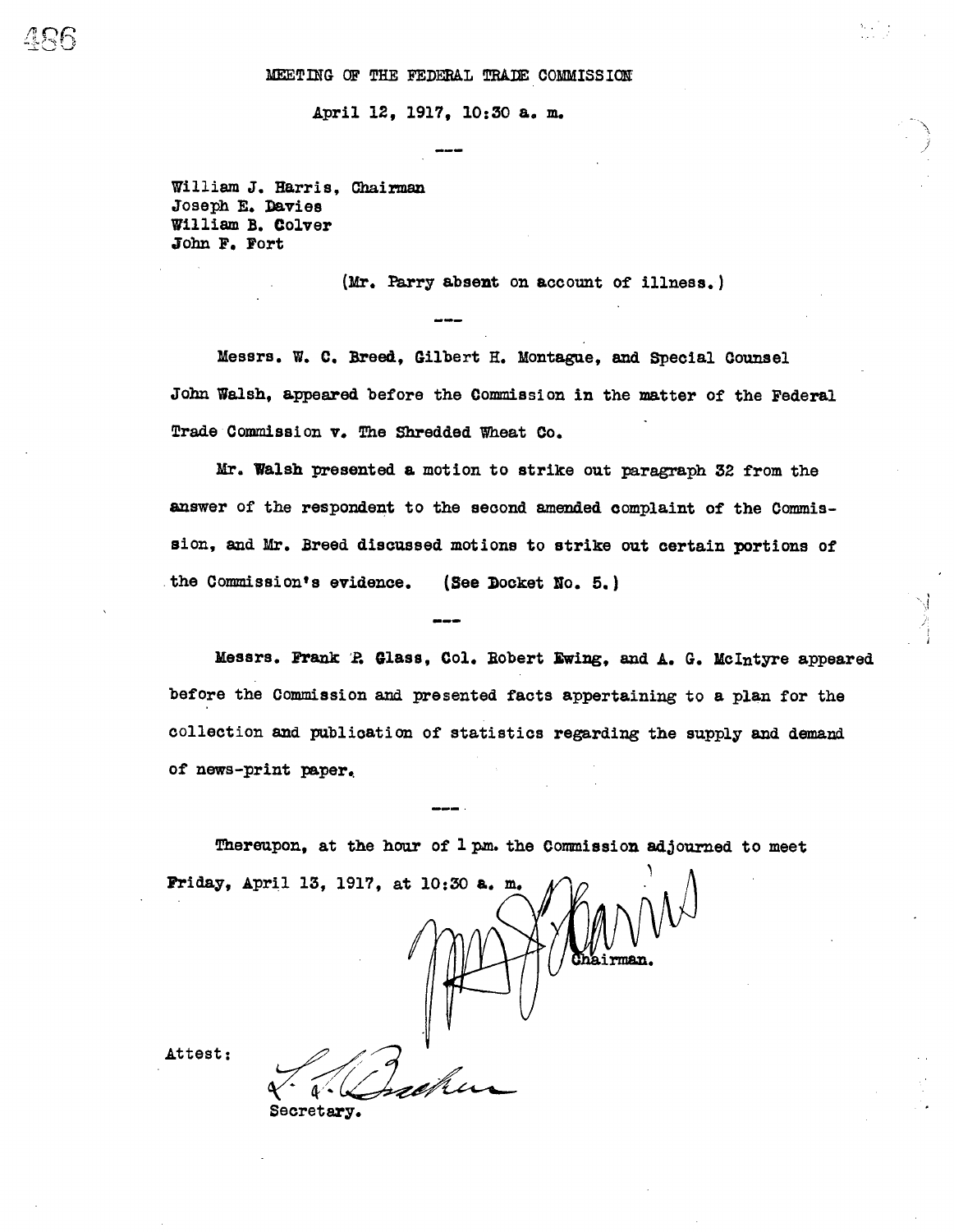# MEETING OF THE FEDERAL TRADE COMMISSION

April 12, 1917, 10:30 a. m.

---

William J. Harris, Chairman
Joseph E. Davies
William B. Colver
John F. Fort

(Mr. Parry absent on account of illness.)

---

Messrs. W. C. Breed, Gilbert H. Montague, and Special Counsel John Walsh, appeared before the Commission in the matter of the Federal Trade Commission v. The Shredded Wheat Co.

Mr. Walsh presented a motion to strike out paragraph 32 from the answer of the respondent to the second amended complaint of the Commission, and Mr. Breed discussed motions to strike out certain portions of the Commission's evidence. (See Docket No. 5.)

---

Messrs. Frank P. Glass, Col. Robert Ewing, and A. G. McIntyre appeared before the Commission and presented facts appertaining to a plan for the collection and publication of statistics regarding the supply and demand of news-print paper.

---

Thereupon, at the hour of 1 p.m. the Commission adjourned to meet Friday, April 13, 1917, at 10:30 a. m.

Chairman.

Attest:

Secretary.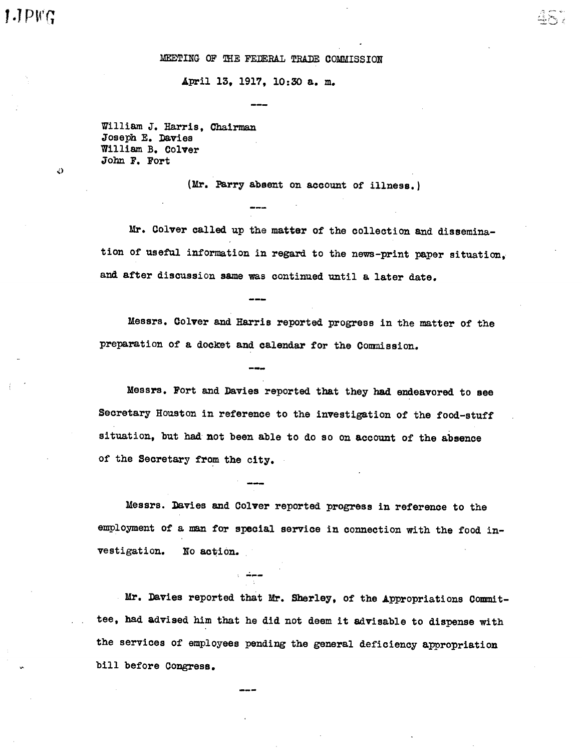MEETING OF THE FEDERAL TRADE COMMISSION

April 13, 1917, 10:30 a. m.

---

William J. Harris, Chairman
Joseph E. Davies
William B. Colver
John F. Fort

(Mr. Parry absent on account of illness.)

---

Mr. Colver called up the matter of the collection and dissemination of useful information in regard to the news-print paper situation, and after discussion same was continued until a later date.

---

Messrs. Colver and Harris reported progress in the matter of the preparation of a docket and calendar for the Commission.

---

Messrs. Fort and Davies reported that they had endeavored to see Secretary Houston in reference to the investigation of the food-stuff situation, but had not been able to do so on account of the absence of the Secretary from the city.

---

Messrs. Davies and Colver reported progress in reference to the employment of a man for special service in connection with the food investigation. No action.

---

Mr. Davies reported that Mr. Sherley, of the Appropriations Committee, had advised him that he did not deem it advisable to dispense with the services of employees pending the general deficiency appropriation bill before Congress.

---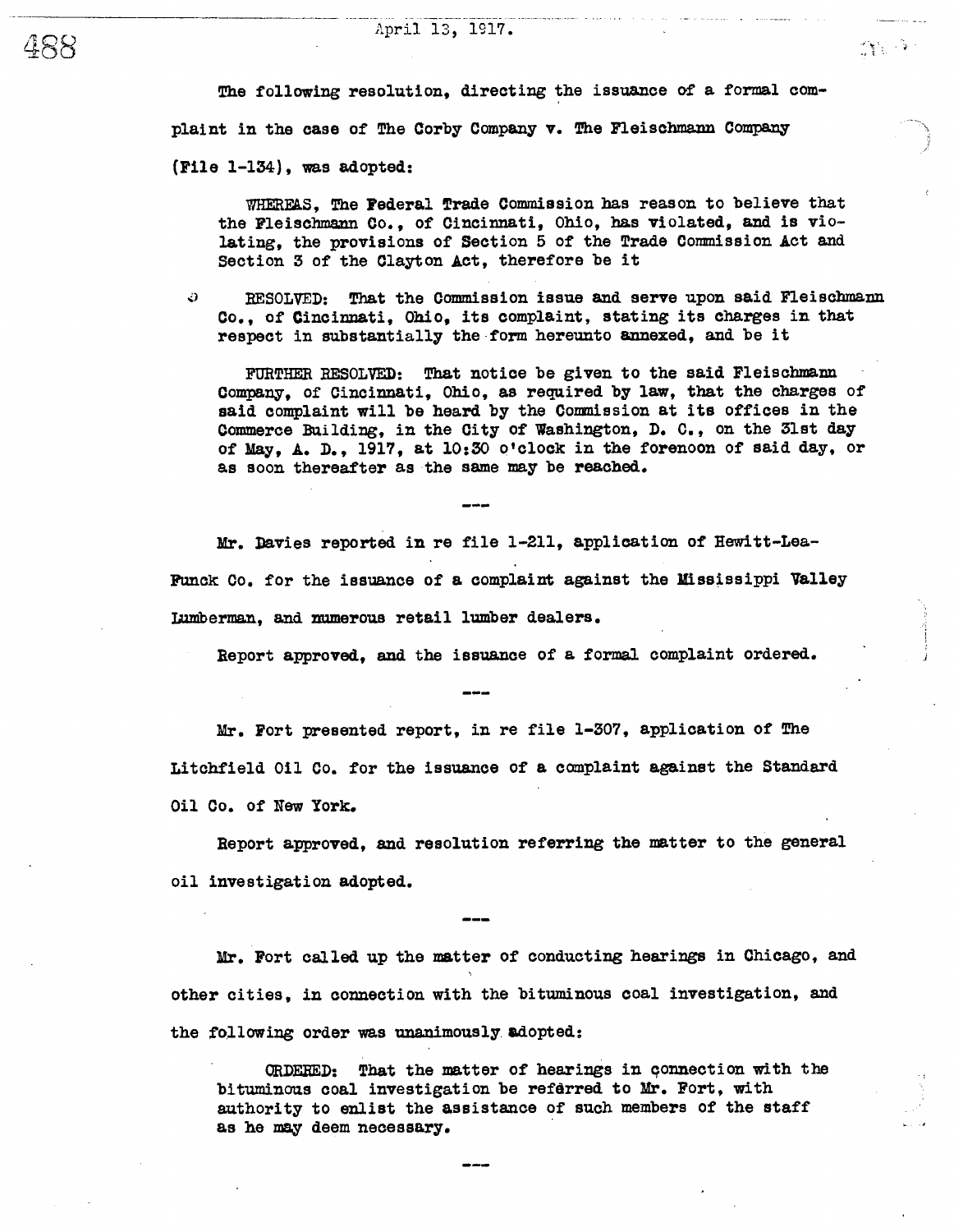April 13, 1917.

The following resolution, directing the issuance of a formal complaint in the case of The Corby Company v. The Fleischmann Company (File 1-134), was adopted:

> WHEREAS, The Federal Trade Commission has reason to believe that the Fleischmann Co., of Cincinnati, Ohio, has violated, and is violating, the provisions of Section 5 of the Trade Commission Act and Section 3 of the Clayton Act, therefore be it
>
> RESOLVED: That the Commission issue and serve upon said Fleischmann Co., of Cincinnati, Ohio, its complaint, stating its charges in that respect in substantially the form hereunto annexed, and be it
>
> FURTHER RESOLVED: That notice be given to the said Fleischmann Company, of Cincinnati, Ohio, as required by law, that the charges of said complaint will be heard by the Commission at its offices in the Commerce Building, in the City of Washington, D. C., on the 31st day of May, A. D., 1917, at 10:30 o'clock in the forenoon of said day, or as soon thereafter as the same may be reached.

---

Mr. Davies reported in re file 1-211, application of Hewitt-Lea-Funck Co. for the issuance of a complaint against the Mississippi Valley Lumberman, and numerous retail lumber dealers.

Report approved, and the issuance of a formal complaint ordered.

---

Mr. Fort presented report, in re file 1-307, application of The Litchfield Oil Co. for the issuance of a complaint against the Standard Oil Co. of New York.

Report approved, and resolution referring the matter to the general oil investigation adopted.

---

Mr. Fort called up the matter of conducting hearings in Chicago, and other cities, in connection with the bituminous coal investigation, and the following order was unanimously adopted:

> ORDERED: That the matter of hearings in connection with the bituminous coal investigation be referred to Mr. Fort, with authority to enlist the assistance of such members of the staff as he may deem necessary.

---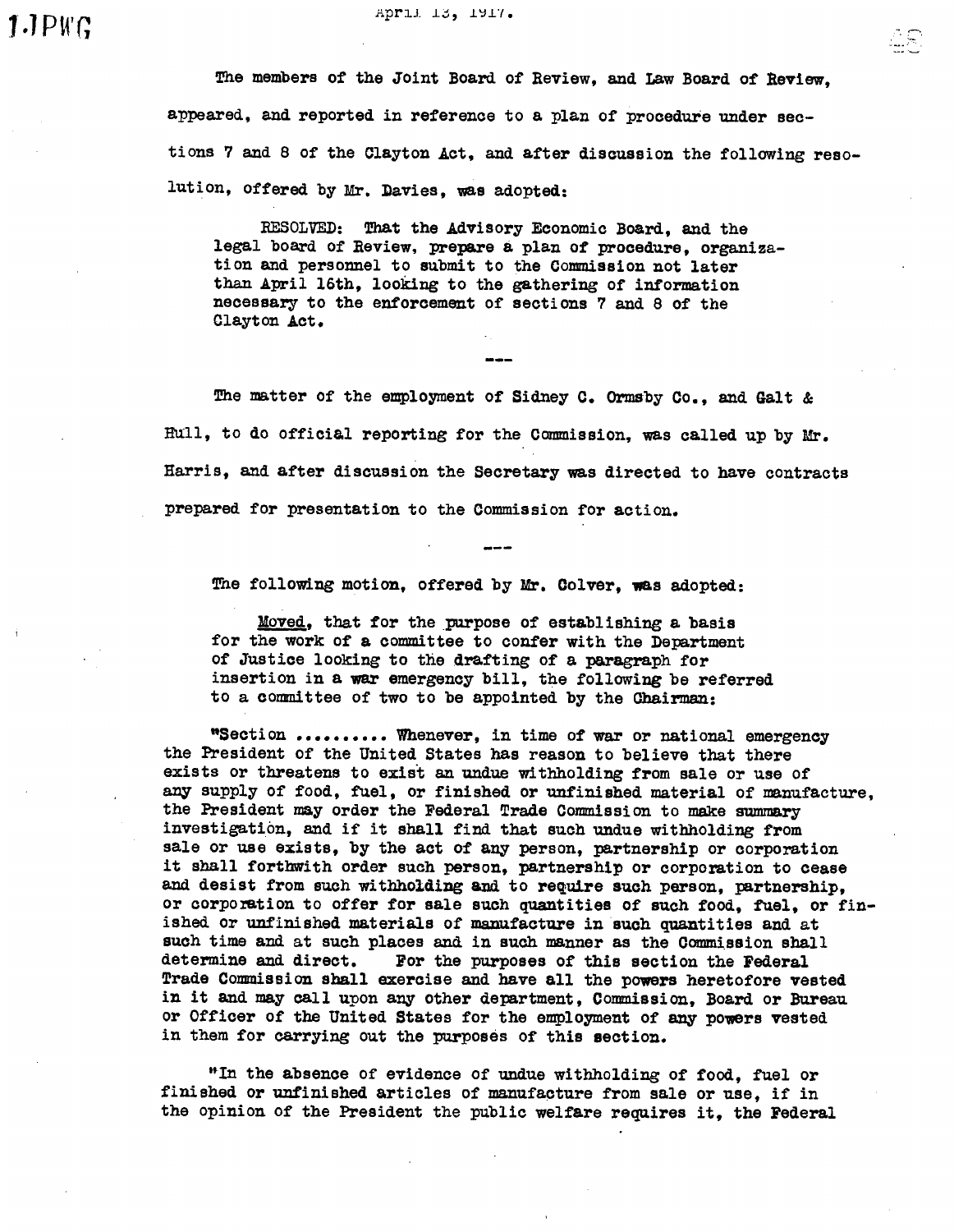April 13, 1917.

The members of the Joint Board of Review, and Law Board of Review, appeared, and reported in reference to a plan of procedure under sections 7 and 8 of the Clayton Act, and after discussion the following resolution, offered by Mr. Davies, was adopted:

> RESOLVED: That the Advisory Economic Board, and the legal board of Review, prepare a plan of procedure, organization and personnel to submit to the Commission not later than April 16th, looking to the gathering of information necessary to the enforcement of sections 7 and 8 of the Clayton Act.

---

The matter of the employment of Sidney C. Ormsby Co., and Galt & Hull, to do official reporting for the Commission, was called up by Mr. Harris, and after discussion the Secretary was directed to have contracts prepared for presentation to the Commission for action.

---

The following motion, offered by Mr. Colver, was adopted:

> Moved, that for the purpose of establishing a basis for the work of a committee to confer with the Department of Justice looking to the drafting of a paragraph for insertion in a war emergency bill, the following be referred to a committee of two to be appointed by the Chairman:
>
> "Section .......... Whenever, in time of war or national emergency the President of the United States has reason to believe that there exists or threatens to exist an undue withholding from sale or use of any supply of food, fuel, or finished or unfinished material of manufacture, the President may order the Federal Trade Commission to make summary investigation, and if it shall find that such undue withholding from sale or use exists, by the act of any person, partnership or corporation it shall forthwith order such person, partnership or corporation to cease and desist from such withholding and to require such person, partnership, or corporation to offer for sale such quantities of such food, fuel, or finished or unfinished materials of manufacture in such quantities and at such time and at such places and in such manner as the Commission shall determine and direct. For the purposes of this section the Federal Trade Commission shall exercise and have all the powers heretofore vested in it and may call upon any other department, Commission, Board or Bureau or Officer of the United States for the employment of any powers vested in them for carrying out the purposes of this section.
>
> "In the absence of evidence of undue withholding of food, fuel or finished or unfinished articles of manufacture from sale or use, if in the opinion of the President the public welfare requires it, the Federal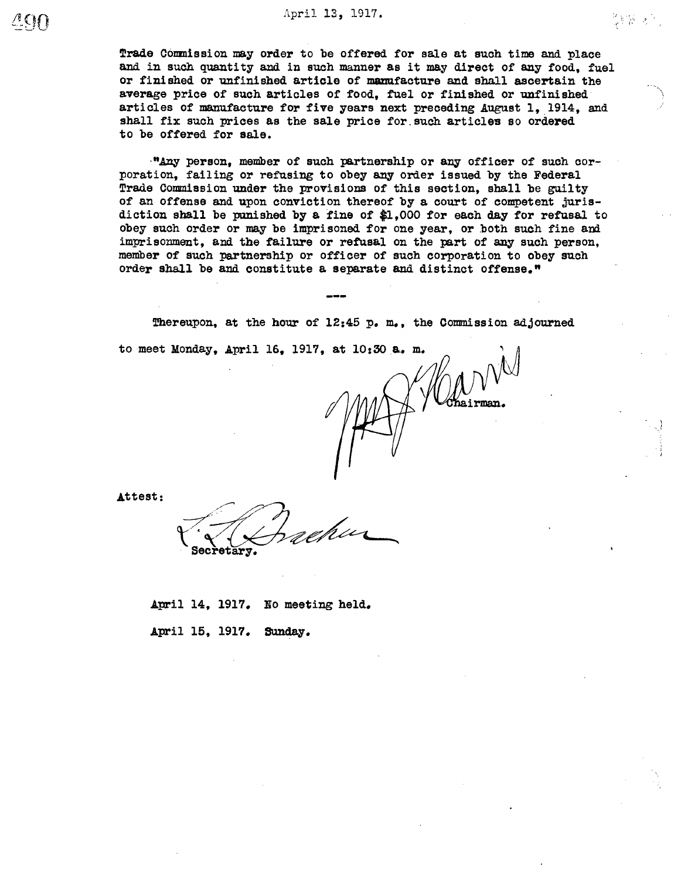Trade Commission may order to be offered for sale at such time and place and in such quantity and in such manner as it may direct of any food, fuel or finished or unfinished article of manufacture and shall ascertain the average price of such articles of food, fuel or finished or unfinished articles of manufacture for five years next preceding August 1, 1914, and shall fix such prices as the sale price for such articles so ordered to be offered for sale.

"Any person, member of such partnership or any officer of such corporation, failing or refusing to obey any order issued by the Federal Trade Commission under the provisions of this section, shall be guilty of an offense and upon conviction thereof by a court of competent jurisdiction shall be punished by a fine of $1,000 for each day for refusal to obey such order or may be imprisoned for one year, or both such fine and imprisonment, and the failure or refusal on the part of any such person, member of such partnership or officer of such corporation to obey such order shall be and constitute a separate and distinct offense."

---

Thereupon, at the hour of 12:45 p. m., the Commission adjourned to meet Monday, April 16, 1917, at 10:30 a. m.

Wm. J. Harris
Chairman.

Attest:

L. L. Bracken
Secretary.

April 14, 1917. No meeting held.

April 15, 1917. Sunday.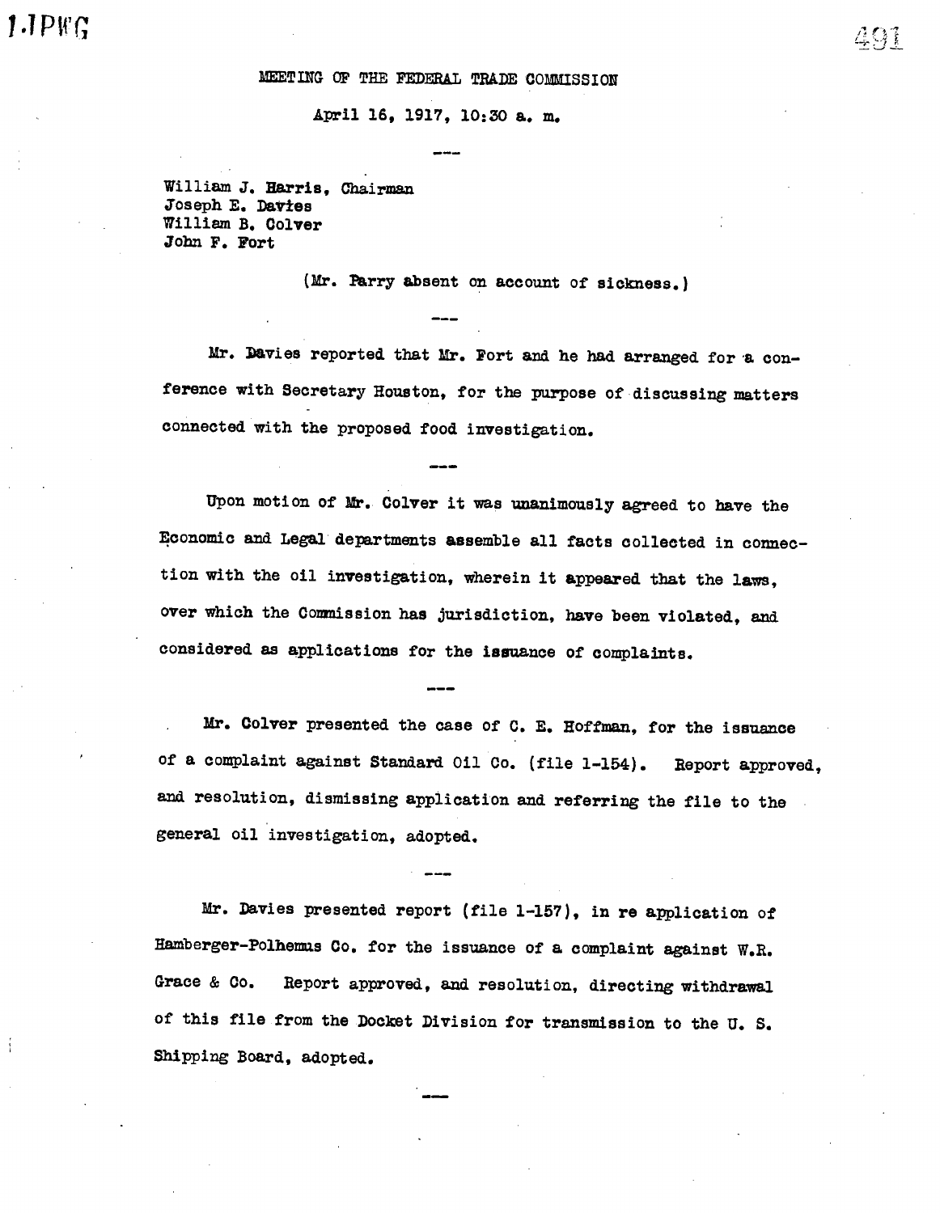MEETING OF THE FEDERAL TRADE COMMISSION

April 16, 1917, 10:30 a. m.

---

William J. Harris, Chairman
Joseph E. Davies
William B. Colver
John F. Fort

(Mr. Parry absent on account of sickness.)

---

Mr. Davies reported that Mr. Fort and he had arranged for a conference with Secretary Houston, for the purpose of discussing matters connected with the proposed food investigation.

---

Upon motion of Mr. Colver it was unanimously agreed to have the Economic and Legal departments assemble all facts collected in connection with the oil investigation, wherein it appeared that the laws, over which the Commission has jurisdiction, have been violated, and considered as applications for the issuance of complaints.

---

Mr. Colver presented the case of C. E. Hoffman, for the issuance of a complaint against Standard Oil Co. (file 1-154). Report approved, and resolution, dismissing application and referring the file to the general oil investigation, adopted.

---

Mr. Davies presented report (file 1-157), in re application of Hamberger-Polhemus Co. for the issuance of a complaint against W.R. Grace & Co. Report approved, and resolution, directing withdrawal of this file from the Docket Division for transmission to the U. S. Shipping Board, adopted.

---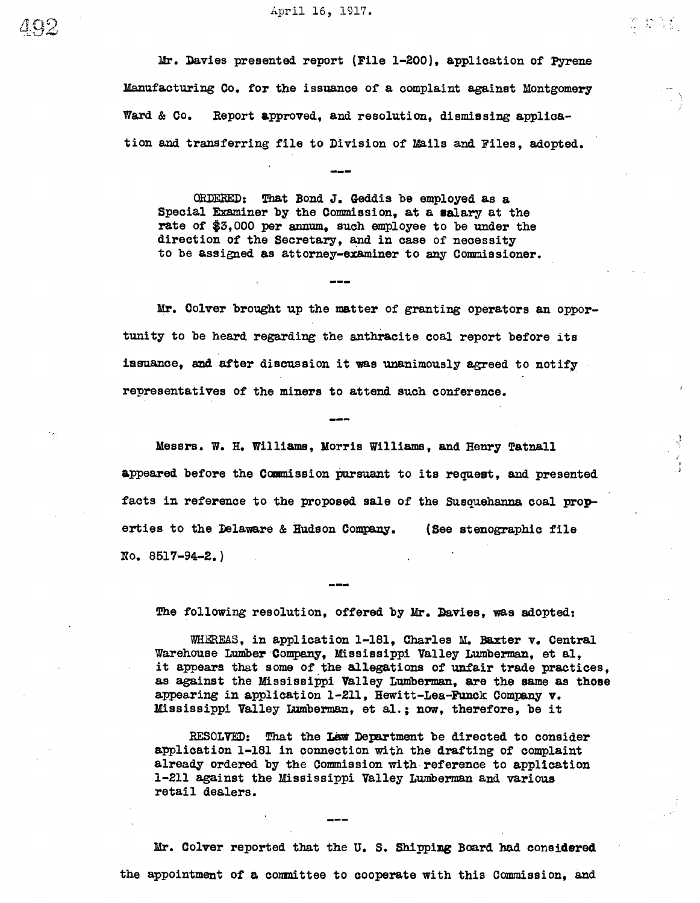April 16, 1917.

Mr. Davies presented report (File 1-200), application of Pyrene Manufacturing Co. for the issuance of a complaint against Montgomery Ward & Co. Report approved, and resolution, dismissing application and transferring file to Division of Mails and Files, adopted.

---

> ORDERED: That Bond J. Geddis be employed as a Special Examiner by the Commission, at a salary at the rate of $3,000 per annum, such employee to be under the direction of the Secretary, and in case of necessity to be assigned as attorney-examiner to any Commissioner.

---

Mr. Colver brought up the matter of granting operators an opportunity to be heard regarding the anthracite coal report before its issuance, and after discussion it was unanimously agreed to notify representatives of the miners to attend such conference.

---

Messrs. W. H. Williams, Morris Williams, and Henry Tatnall appeared before the Commission pursuant to its request, and presented facts in reference to the proposed sale of the Susquehanna coal properties to the Delaware & Hudson Company. (See stenographic file No. 8517-94-2.)

---

The following resolution, offered by Mr. Davies, was adopted:

> WHEREAS, in application 1-181, Charles M. Baxter v. Central Warehouse Lumber Company, Mississippi Valley Lumberman, et al, it appears that some of the allegations of unfair trade practices, as against the Mississippi Valley Lumberman, are the same as those appearing in application 1-211, Hewitt-Lea-Funck Company v. Mississippi Valley Lumberman, et al.; now, therefore, be it
>
> RESOLVED: That the Law Department be directed to consider application 1-181 in connection with the drafting of complaint already ordered by the Commission with reference to application 1-211 against the Mississippi Valley Lumberman and various retail dealers.

---

Mr. Colver reported that the U. S. Shipping Board had considered the appointment of a committee to cooperate with this Commission, and